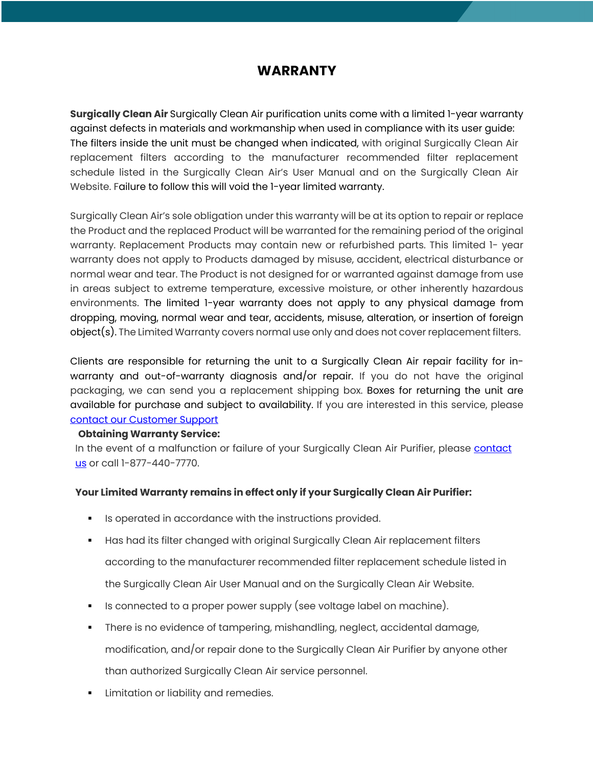# WARRANTY

**Surgically Clean Air** Surgically Clean Air purification units come with a limited 1-year warranty against defects in materials and workmanship when used in compliance with its user guide: The filters inside the unit must be changed when indicated, with original Surgically Clean Air replacement filters according to the manufacturer recommended filter replacement schedule listed in the Surgically Clean Air's User Manual and on the Surgically Clean Air Website. Failure to follow this will void the 1-year limited warranty.

Surgically Clean Air's sole obligation under this warranty will be at its option to repair or replace the Product and the replaced Product will be warranted for the remaining period of the original warranty. Replacement Products may contain new or refurbished parts. This limited 1- year warranty does not apply to Products damaged by misuse, accident, electrical disturbance or normal wear and tear. The Product is not designed for or warranted against damage from use in areas subject to extreme temperature, excessive moisture, or other inherently hazardous environments. The limited 1-year warranty does not apply to any physical damage from dropping, moving, normal wear and tear, accidents, misuse, alteration, or insertion of foreign object(s). The Limited Warranty covers normal use only and does not cover replacement filters.

Clients are responsible for returning the unit to a Surgically Clean Air repair facility for in-warranty and out-of-warranty diagnosis and/or repair. If you do not have the original packaging, we can send you a replacement shipping box. Boxes for returning the unit are available for purchase and subject to availability. If you are interested in this service, please contact our Customer Support

**Obtaining Warranty Service:**

In the event of a malfunction or failure of your Surgically Clean Air Purifier, please contact us or call 1-877-440-7770.

**Your Limited Warranty remains in effect only if your Surgically Clean Air Purifier:**

- Is operated in accordance with the instructions provided.
- Has had its filter changed with original Surgically Clean Air replacement filters according to the manufacturer recommended filter replacement schedule listed in the Surgically Clean Air User Manual and on the Surgically Clean Air Website.
- Is connected to a proper power supply (see voltage label on machine).
- There is no evidence of tampering, mishandling, neglect, accidental damage, modification, and/or repair done to the Surgically Clean Air Purifier by anyone other than authorized Surgically Clean Air service personnel.
- Limitation or liability and remedies.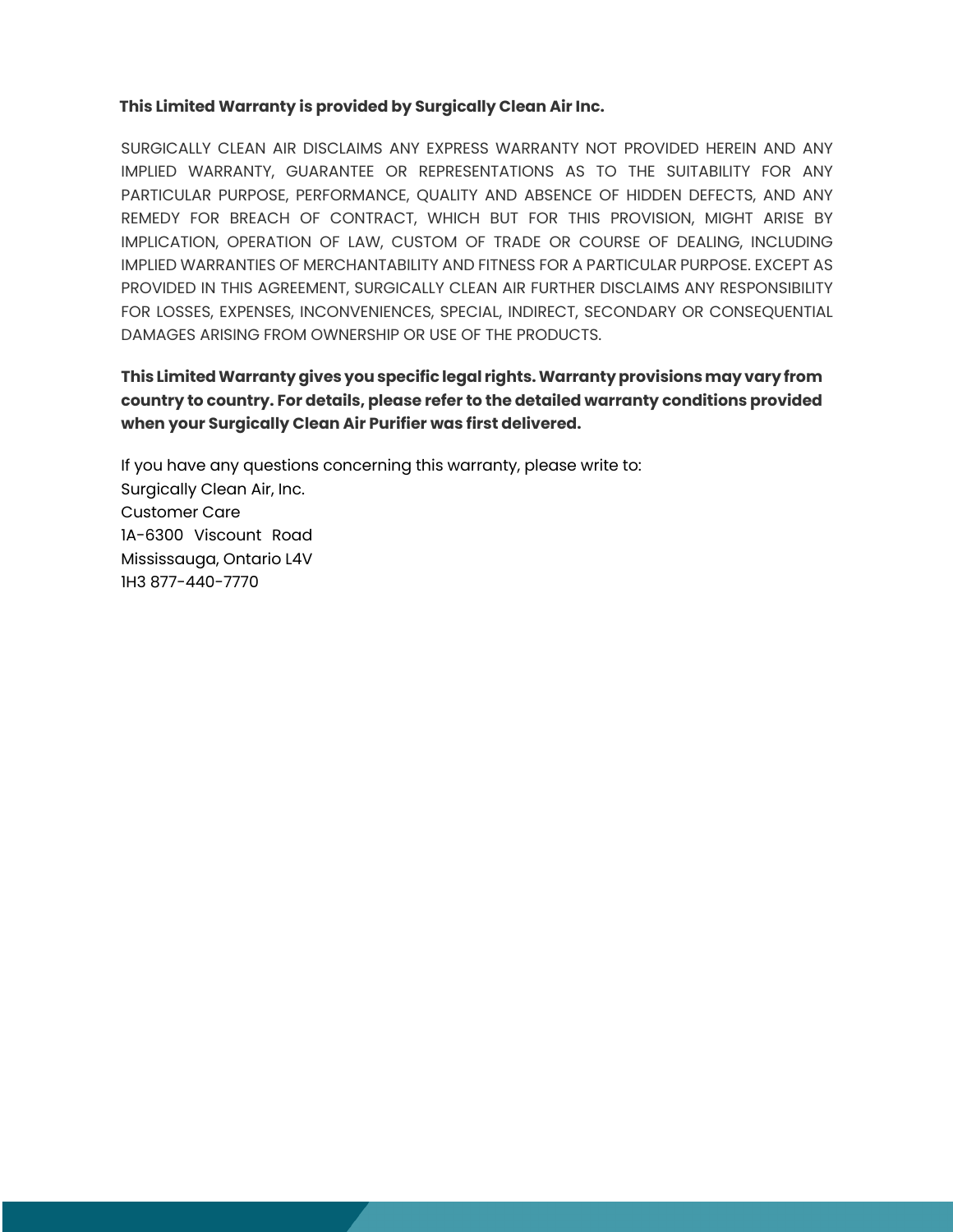**This Limited Warranty is provided by Surgically Clean Air Inc.**

SURGICALLY CLEAN AIR DISCLAIMS ANY EXPRESS WARRANTY NOT PROVIDED HEREIN AND ANY IMPLIED WARRANTY, GUARANTEE OR REPRESENTATIONS AS TO THE SUITABILITY FOR ANY PARTICULAR PURPOSE, PERFORMANCE, QUALITY AND ABSENCE OF HIDDEN DEFECTS, AND ANY REMEDY FOR BREACH OF CONTRACT, WHICH BUT FOR THIS PROVISION, MIGHT ARISE BY IMPLICATION, OPERATION OF LAW, CUSTOM OF TRADE OR COURSE OF DEALING, INCLUDING IMPLIED WARRANTIES OF MERCHANTABILITY AND FITNESS FOR A PARTICULAR PURPOSE. EXCEPT AS PROVIDED IN THIS AGREEMENT, SURGICALLY CLEAN AIR FURTHER DISCLAIMS ANY RESPONSIBILITY FOR LOSSES, EXPENSES, INCONVENIENCES, SPECIAL, INDIRECT, SECONDARY OR CONSEQUENTIAL DAMAGES ARISING FROM OWNERSHIP OR USE OF THE PRODUCTS.

**This Limited Warranty gives you specific legal rights. Warranty provisions may vary from country to country. For details, please refer to the detailed warranty conditions provided when your Surgically Clean Air Purifier was first delivered.**

If you have any questions concerning this warranty, please write to:
Surgically Clean Air, Inc.
Customer Care
1A-6300 Viscount Road
Mississauga, Ontario L4V
1H3 877-440-7770